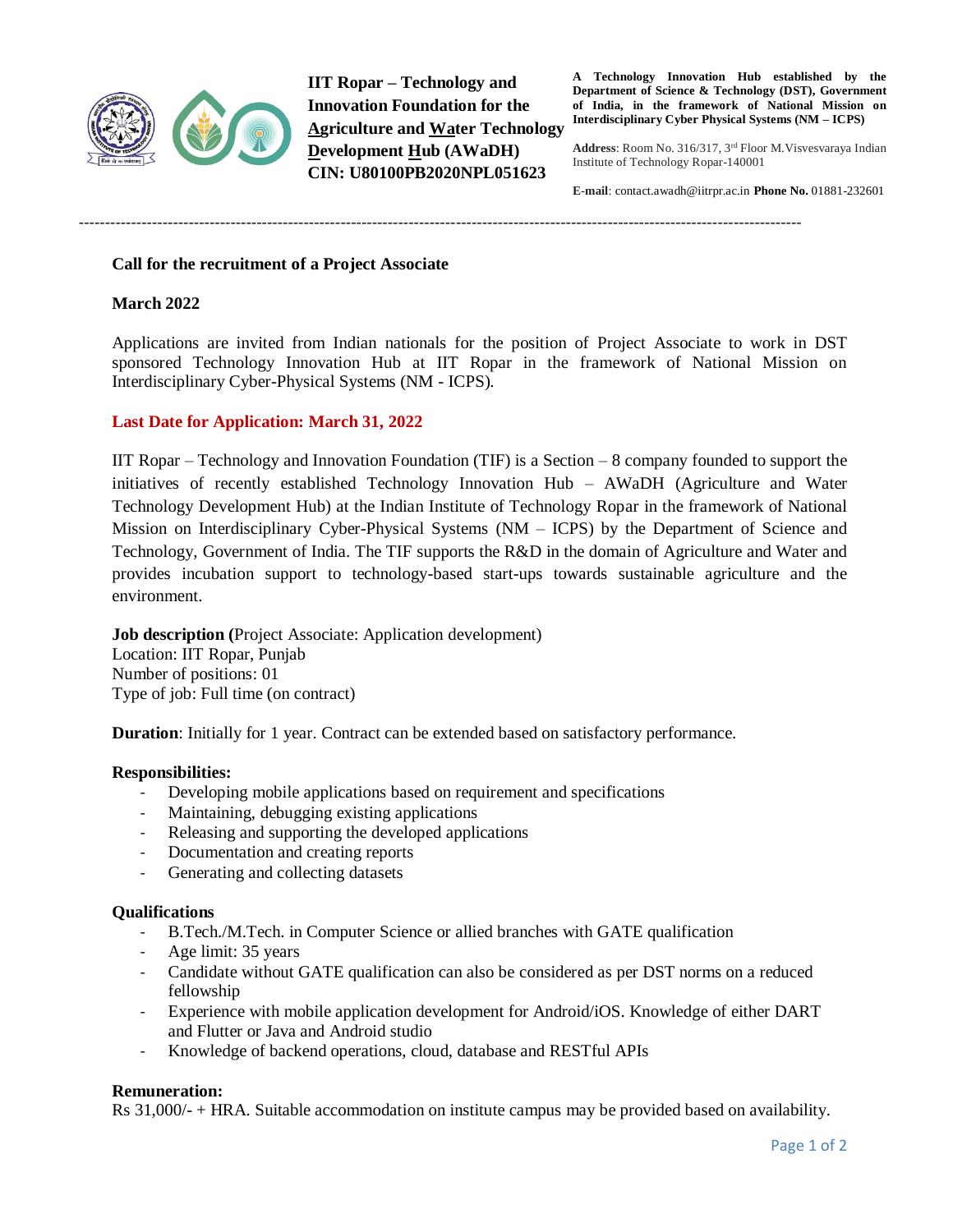**IIT Ropar – Technology and Innovation Foundation for the Agriculture and Water Technology Development Hub (AWaDH)**
**CIN: U80100PB2020NPL051623**

**A Technology Innovation Hub established by the Department of Science & Technology (DST), Government of India, in the framework of National Mission on Interdisciplinary Cyber Physical Systems (NM – ICPS)**

**Address**: Room No. 316/317, 3rd Floor M.Visvesvaraya Indian Institute of Technology Ropar-140001

**E-mail**: contact.awadh@iitrpr.ac.in **Phone No.** 01881-232601

---

**Call for the recruitment of a Project Associate**

**March 2022**

Applications are invited from Indian nationals for the position of Project Associate to work in DST sponsored Technology Innovation Hub at IIT Ropar in the framework of National Mission on Interdisciplinary Cyber-Physical Systems (NM - ICPS).

**Last Date for Application: March 31, 2022**

IIT Ropar – Technology and Innovation Foundation (TIF) is a Section – 8 company founded to support the initiatives of recently established Technology Innovation Hub – AWaDH (Agriculture and Water Technology Development Hub) at the Indian Institute of Technology Ropar in the framework of National Mission on Interdisciplinary Cyber-Physical Systems (NM – ICPS) by the Department of Science and Technology, Government of India. The TIF supports the R&D in the domain of Agriculture and Water and provides incubation support to technology-based start-ups towards sustainable agriculture and the environment.

**Job description (**Project Associate: Application development)
Location: IIT Ropar, Punjab
Number of positions: 01
Type of job: Full time (on contract)

**Duration**: Initially for 1 year. Contract can be extended based on satisfactory performance.

**Responsibilities:**

- Developing mobile applications based on requirement and specifications
- Maintaining, debugging existing applications
- Releasing and supporting the developed applications
- Documentation and creating reports
- Generating and collecting datasets

**Qualifications**

- B.Tech./M.Tech. in Computer Science or allied branches with GATE qualification
- Age limit: 35 years
- Candidate without GATE qualification can also be considered as per DST norms on a reduced fellowship
- Experience with mobile application development for Android/iOS. Knowledge of either DART and Flutter or Java and Android studio
- Knowledge of backend operations, cloud, database and RESTful APIs

**Remuneration:**
Rs 31,000/- + HRA. Suitable accommodation on institute campus may be provided based on availability.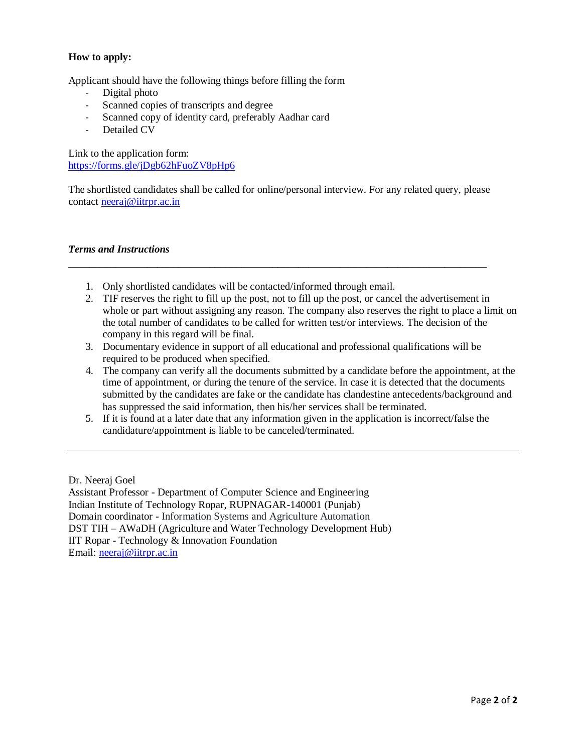**How to apply:**

Applicant should have the following things before filling the form

- Digital photo
- Scanned copies of transcripts and degree
- Scanned copy of identity card, preferably Aadhar card
- Detailed CV

Link to the application form:
https://forms.gle/jDgb62hFuoZV8pHp6

The shortlisted candidates shall be called for online/personal interview. For any related query, please contact neeraj@iitrpr.ac.in

***Terms and Instructions***

---

1. Only shortlisted candidates will be contacted/informed through email.
2. TIF reserves the right to fill up the post, not to fill up the post, or cancel the advertisement in whole or part without assigning any reason. The company also reserves the right to place a limit on the total number of candidates to be called for written test/or interviews. The decision of the company in this regard will be final.
3. Documentary evidence in support of all educational and professional qualifications will be required to be produced when specified.
4. The company can verify all the documents submitted by a candidate before the appointment, at the time of appointment, or during the tenure of the service. In case it is detected that the documents submitted by the candidates are fake or the candidate has clandestine antecedents/background and has suppressed the said information, then his/her services shall be terminated.
5. If it is found at a later date that any information given in the application is incorrect/false the candidature/appointment is liable to be canceled/terminated.

---

Dr. Neeraj Goel
Assistant Professor - Department of Computer Science and Engineering
Indian Institute of Technology Ropar, RUPNAGAR-140001 (Punjab)
Domain coordinator - Information Systems and Agriculture Automation
DST TIH – AWaDH (Agriculture and Water Technology Development Hub)
IIT Ropar - Technology & Innovation Foundation
Email: neeraj@iitrpr.ac.in